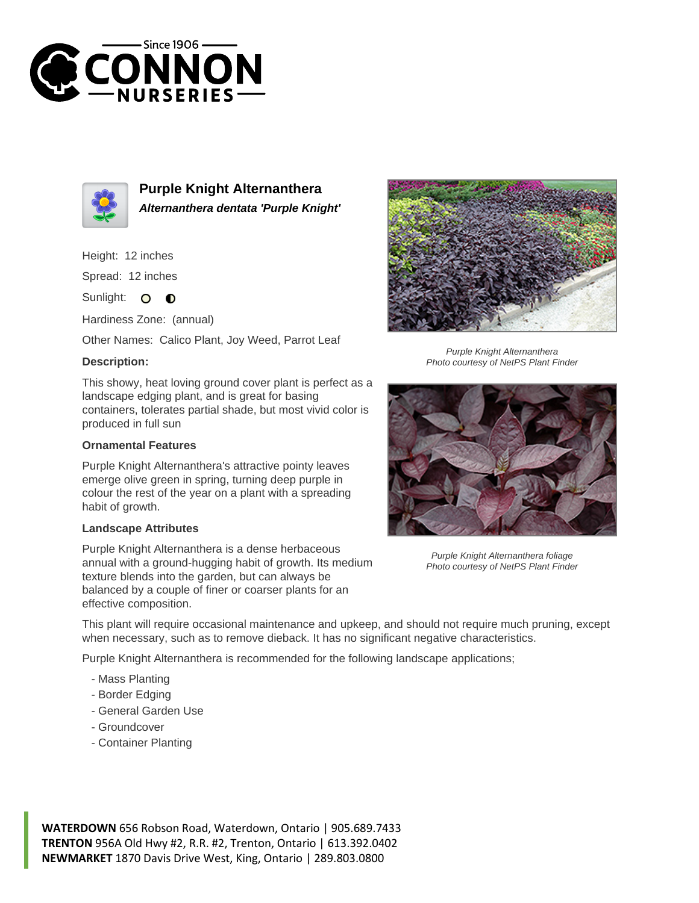# Purple Knight Alternanthera

***Alternanthera dentata 'Purple Knight'***

Height: 12 inches

Spread: 12 inches

Sunlight:

Hardiness Zone: (annual)

Other Names: Calico Plant, Joy Weed, Parrot Leaf

**Description:**

This showy, heat loving ground cover plant is perfect as a landscape edging plant, and is great for basing containers, tolerates partial shade, but most vivid color is produced in full sun

### Ornamental Features

Purple Knight Alternanthera's attractive pointy leaves emerge olive green in spring, turning deep purple in colour the rest of the year on a plant with a spreading habit of growth.

### Landscape Attributes

Purple Knight Alternanthera is a dense herbaceous annual with a ground-hugging habit of growth. Its medium texture blends into the garden, but can always be balanced by a couple of finer or coarser plants for an effective composition.

This plant will require occasional maintenance and upkeep, and should not require much pruning, except when necessary, such as to remove dieback. It has no significant negative characteristics.

Purple Knight Alternanthera is recommended for the following landscape applications;

- Mass Planting
- Border Edging
- General Garden Use
- Groundcover
- Container Planting

*Purple Knight Alternanthera*
*Photo courtesy of NetPS Plant Finder*

*Purple Knight Alternanthera foliage*
*Photo courtesy of NetPS Plant Finder*

**WATERDOWN** 656 Robson Road, Waterdown, Ontario | 905.689.7433
**TRENTON** 956A Old Hwy #2, R.R. #2, Trenton, Ontario | 613.392.0402
**NEWMARKET** 1870 Davis Drive West, King, Ontario | 289.803.0800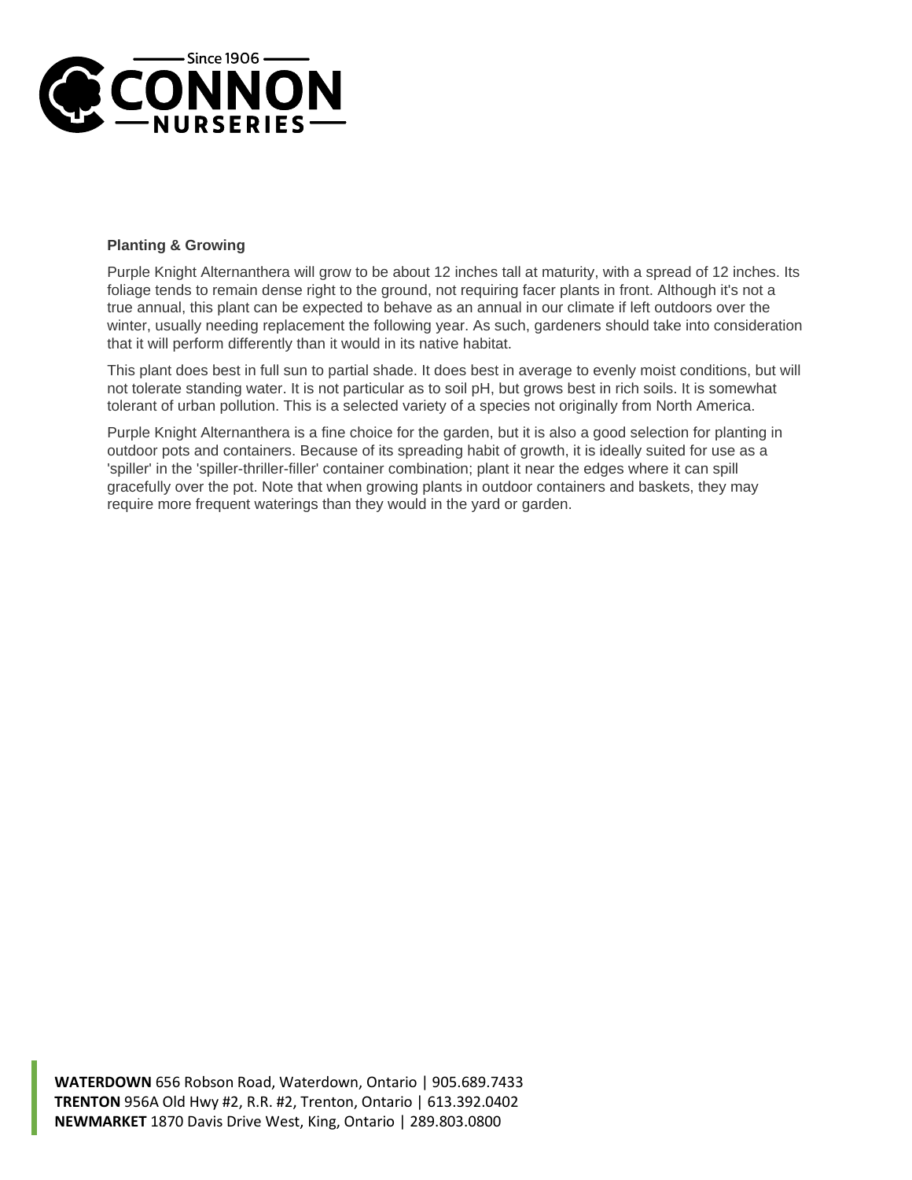### Planting & Growing

Purple Knight Alternanthera will grow to be about 12 inches tall at maturity, with a spread of 12 inches. Its foliage tends to remain dense right to the ground, not requiring facer plants in front. Although it's not a true annual, this plant can be expected to behave as an annual in our climate if left outdoors over the winter, usually needing replacement the following year. As such, gardeners should take into consideration that it will perform differently than it would in its native habitat.

This plant does best in full sun to partial shade. It does best in average to evenly moist conditions, but will not tolerate standing water. It is not particular as to soil pH, but grows best in rich soils. It is somewhat tolerant of urban pollution. This is a selected variety of a species not originally from North America.

Purple Knight Alternanthera is a fine choice for the garden, but it is also a good selection for planting in outdoor pots and containers. Because of its spreading habit of growth, it is ideally suited for use as a 'spiller' in the 'spiller-thriller-filler' container combination; plant it near the edges where it can spill gracefully over the pot. Note that when growing plants in outdoor containers and baskets, they may require more frequent waterings than they would in the yard or garden.